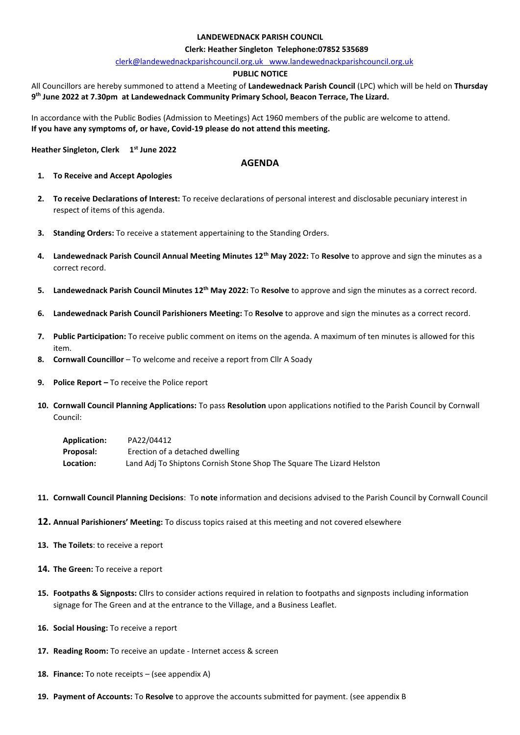**LANDEWEDNACK PARISH COUNCIL**

**Clerk: Heather Singleton Telephone:07852 535689**

clerk@landewednackparishcouncil.org.uk www.landewednackparishcouncil.org.uk

**PUBLIC NOTICE**

All Councillors are hereby summoned to attend a Meeting of **Landewednack Parish Council** (LPC) which will be held on **Thursday 9th June 2022 at 7.30pm at Landewednack Community Primary School, Beacon Terrace, The Lizard.**

In accordance with the Public Bodies (Admission to Meetings) Act 1960 members of the public are welcome to attend.
**If you have any symptoms of, or have, Covid-19 please do not attend this meeting.**

**Heather Singleton, Clerk 1st June 2022**

## AGENDA

1. **To Receive and Accept Apologies**
2. **To receive Declarations of Interest:** To receive declarations of personal interest and disclosable pecuniary interest in respect of items of this agenda.
3. **Standing Orders:** To receive a statement appertaining to the Standing Orders.
4. **Landewednack Parish Council Annual Meeting Minutes 12th May 2022:** To **Resolve** to approve and sign the minutes as a correct record.
5. **Landewednack Parish Council Minutes 12th May 2022:** To **Resolve** to approve and sign the minutes as a correct record.
6. **Landewednack Parish Council Parishioners Meeting:** To **Resolve** to approve and sign the minutes as a correct record.
7. **Public Participation:** To receive public comment on items on the agenda. A maximum of ten minutes is allowed for this item.
8. **Cornwall Councillor** – To welcome and receive a report from Cllr A Soady
9. **Police Report –** To receive the Police report
10. **Cornwall Council Planning Applications:** To pass **Resolution** upon applications notified to the Parish Council by Cornwall Council:

    **Application:** PA22/04412
    **Proposal:** Erection of a detached dwelling
    **Location:** Land Adj To Shiptons Cornish Stone Shop The Square The Lizard Helston

11. **Cornwall Council Planning Decisions**: To **note** information and decisions advised to the Parish Council by Cornwall Council
12. **Annual Parishioners' Meeting:** To discuss topics raised at this meeting and not covered elsewhere
13. **The Toilets**: to receive a report
14. **The Green:** To receive a report
15. **Footpaths & Signposts:** Cllrs to consider actions required in relation to footpaths and signposts including information signage for The Green and at the entrance to the Village, and a Business Leaflet.
16. **Social Housing:** To receive a report
17. **Reading Room:** To receive an update - Internet access & screen
18. **Finance:** To note receipts – (see appendix A)
19. **Payment of Accounts:** To **Resolve** to approve the accounts submitted for payment. (see appendix B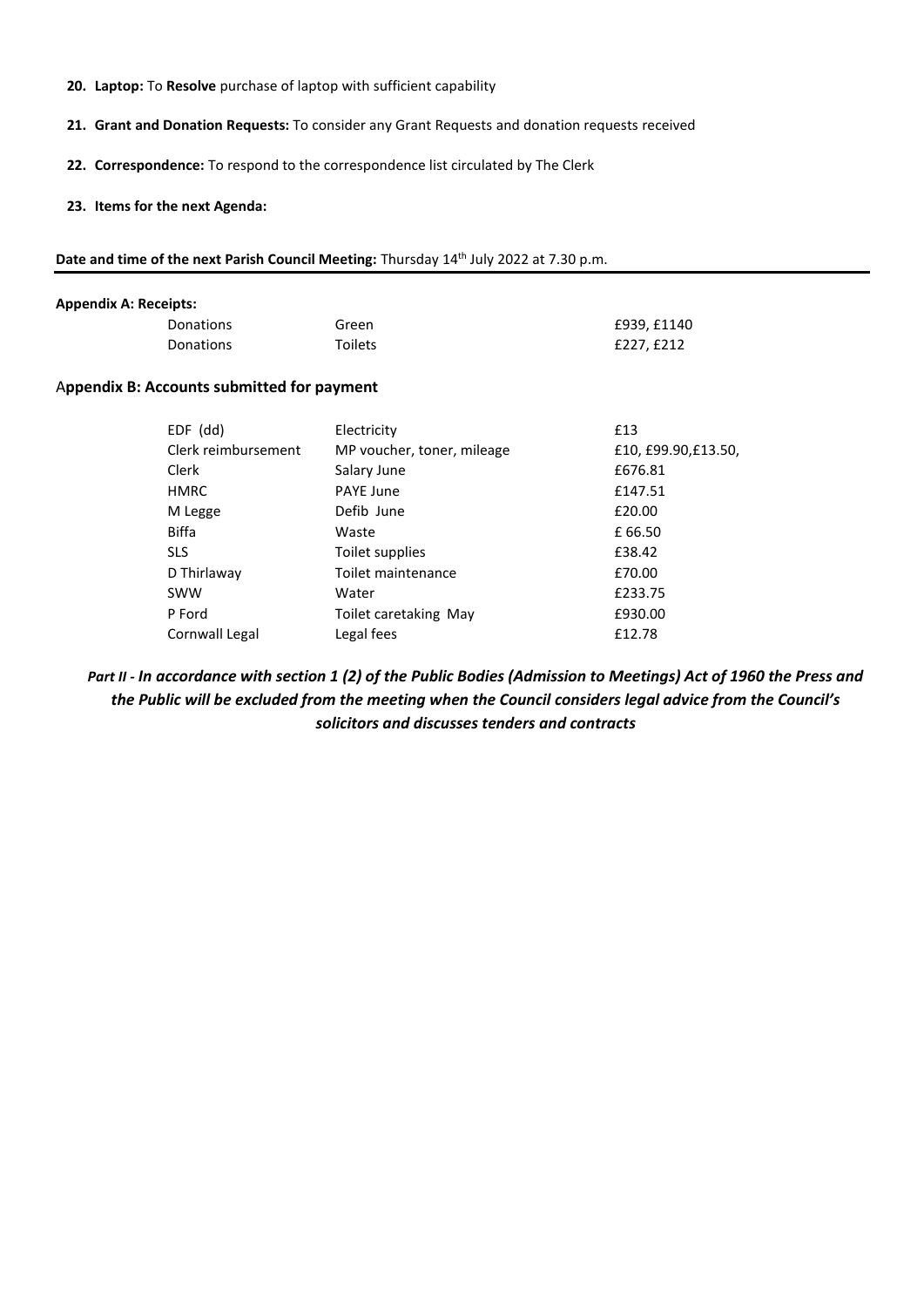20. **Laptop:** To **Resolve** purchase of laptop with sufficient capability

21. **Grant and Donation Requests:** To consider any Grant Requests and donation requests received

22. **Correspondence:** To respond to the correspondence list circulated by The Clerk

23. **Items for the next Agenda:**

**Date and time of the next Parish Council Meeting:** Thursday 14th July 2022 at 7.30 p.m.

---

**Appendix A: Receipts:**

| | | |
|---|---|---|
| Donations | Green | £939, £1140 |
| Donations | Toilets | £227, £212 |

A**ppendix B: Accounts submitted for payment**

| | | |
|---|---|---|
| EDF (dd) | Electricity | £13 |
| Clerk reimbursement | MP voucher, toner, mileage | £10, £99.90,£13.50, |
| Clerk | Salary June | £676.81 |
| HMRC | PAYE June | £147.51 |
| M Legge | Defib June | £20.00 |
| Biffa | Waste | £ 66.50 |
| SLS | Toilet supplies | £38.42 |
| D Thirlaway | Toilet maintenance | £70.00 |
| SWW | Water | £233.75 |
| P Ford | Toilet caretaking May | £930.00 |
| Cornwall Legal | Legal fees | £12.78 |

***Part II - In accordance with section 1 (2) of the Public Bodies (Admission to Meetings) Act of 1960 the Press and the Public will be excluded from the meeting when the Council considers legal advice from the Council's solicitors and discusses tenders and contracts***